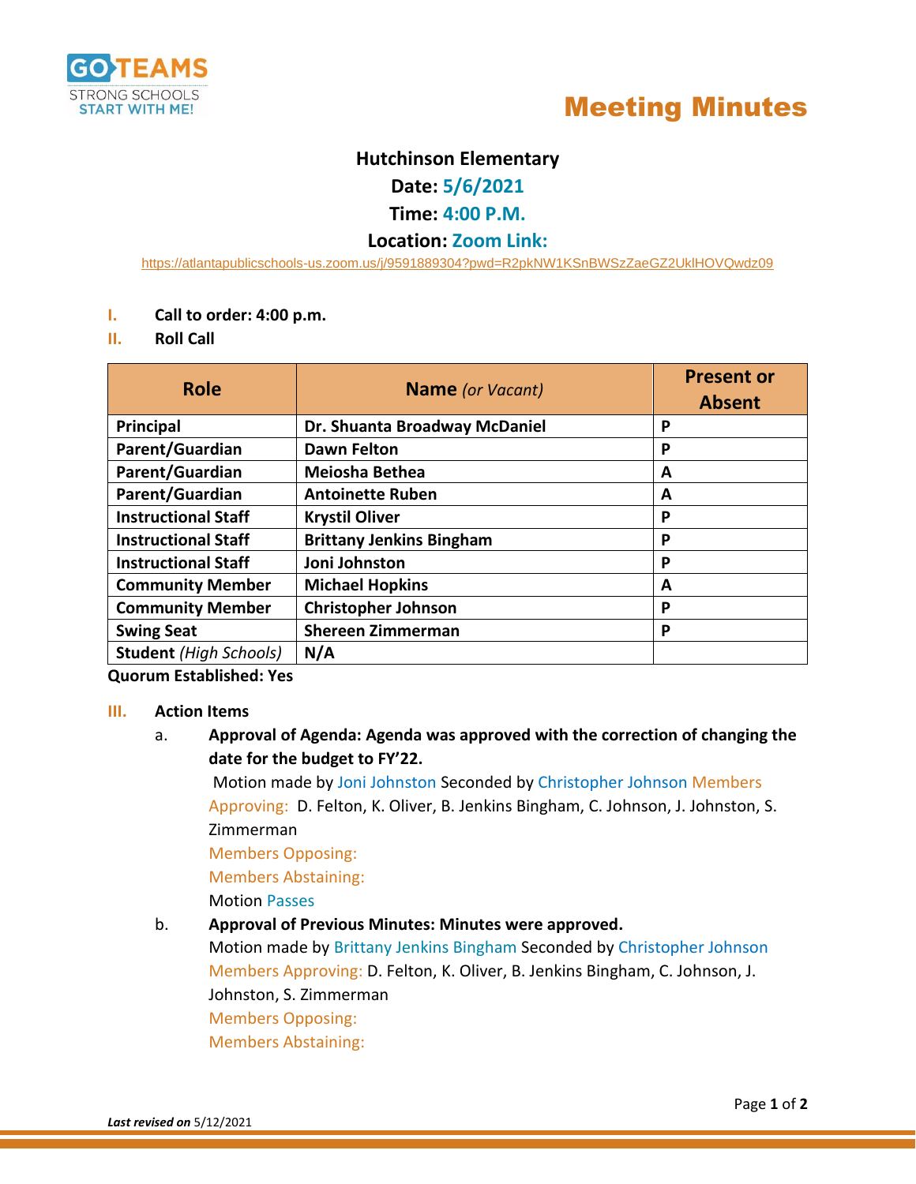# Meeting Minutes

**Hutchinson Elementary**

**Date: 5/6/2021**

**Time: 4:00 P.M.**

**Location: Zoom Link:**

https://atlantapublicschools-us.zoom.us/j/9591889304?pwd=R2pkNW1KSnBWSzZaeGZ2UklHOVQwdz09

I. **Call to order: 4:00 p.m.**

II. **Roll Call**

| Role | Name *(or Vacant)* | Present or Absent |
|---|---|---|
| **Principal** | **Dr. Shuanta Broadway McDaniel** | **P** |
| **Parent/Guardian** | **Dawn Felton** | **P** |
| **Parent/Guardian** | **Meiosha Bethea** | **A** |
| **Parent/Guardian** | **Antoinette Ruben** | **A** |
| **Instructional Staff** | **Krystil Oliver** | **P** |
| **Instructional Staff** | **Brittany Jenkins Bingham** | **P** |
| **Instructional Staff** | **Joni Johnston** | **P** |
| **Community Member** | **Michael Hopkins** | **A** |
| **Community Member** | **Christopher Johnson** | **P** |
| **Swing Seat** | **Shereen Zimmerman** | **P** |
| **Student** *(High Schools)* | **N/A** | |

**Quorum Established: Yes**

III. **Action Items**

a. **Approval of Agenda: Agenda was approved with the correction of changing the date for the budget to FY'22.**

Motion made by Joni Johnston Seconded by Christopher Johnson Members Approving: D. Felton, K. Oliver, B. Jenkins Bingham, C. Johnson, J. Johnston, S. Zimmerman

Members Opposing:

Members Abstaining:

Motion Passes

b. **Approval of Previous Minutes: Minutes were approved.**

Motion made by Brittany Jenkins Bingham Seconded by Christopher Johnson

Members Approving: D. Felton, K. Oliver, B. Jenkins Bingham, C. Johnson, J. Johnston, S. Zimmerman

Members Opposing:

Members Abstaining:

***Last revised on*** 5/12/2021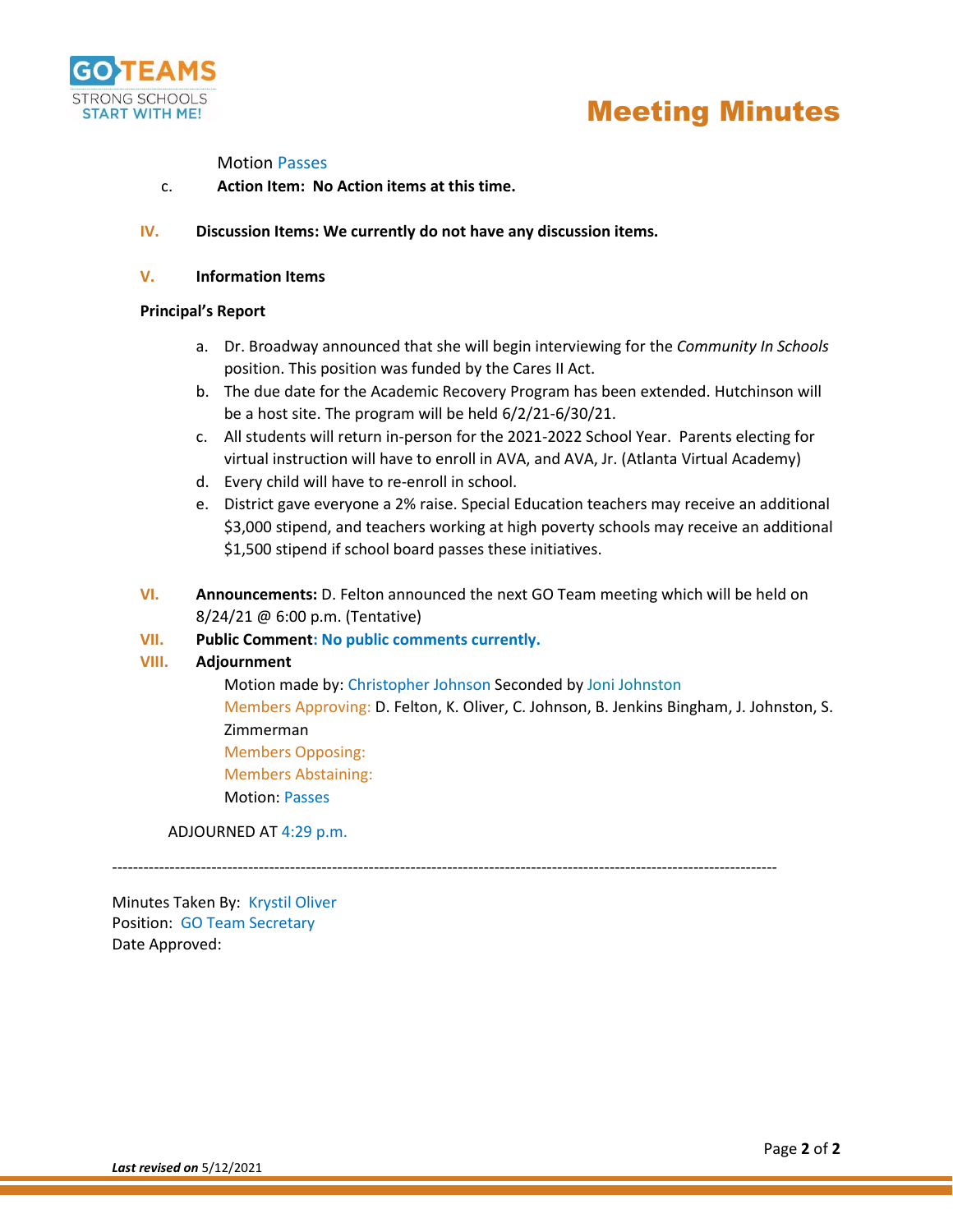Motion Passes

c. **Action Item: No Action items at this time.**

**IV. Discussion Items: We currently do not have any discussion items.**

**V. Information Items**

**Principal's Report**

a. Dr. Broadway announced that she will begin interviewing for the *Community In Schools* position. This position was funded by the Cares II Act.
b. The due date for the Academic Recovery Program has been extended. Hutchinson will be a host site. The program will be held 6/2/21-6/30/21.
c. All students will return in-person for the 2021-2022 School Year. Parents electing for virtual instruction will have to enroll in AVA, and AVA, Jr. (Atlanta Virtual Academy)
d. Every child will have to re-enroll in school.
e. District gave everyone a 2% raise. Special Education teachers may receive an additional $3,000 stipend, and teachers working at high poverty schools may receive an additional $1,500 stipend if school board passes these initiatives.

**VI. Announcements:** D. Felton announced the next GO Team meeting which will be held on 8/24/21 @ 6:00 p.m. (Tentative)

**VII. Public Comment: No public comments currently.**

**VIII. Adjournment**

Motion made by: Christopher Johnson Seconded by Joni Johnston

Members Approving: D. Felton, K. Oliver, C. Johnson, B. Jenkins Bingham, J. Johnston, S. Zimmerman

Members Opposing:

Members Abstaining:

Motion: Passes

ADJOURNED AT 4:29 p.m.

---

Minutes Taken By: Krystil Oliver
Position: GO Team Secretary
Date Approved:

***Last revised on*** 5/12/2021